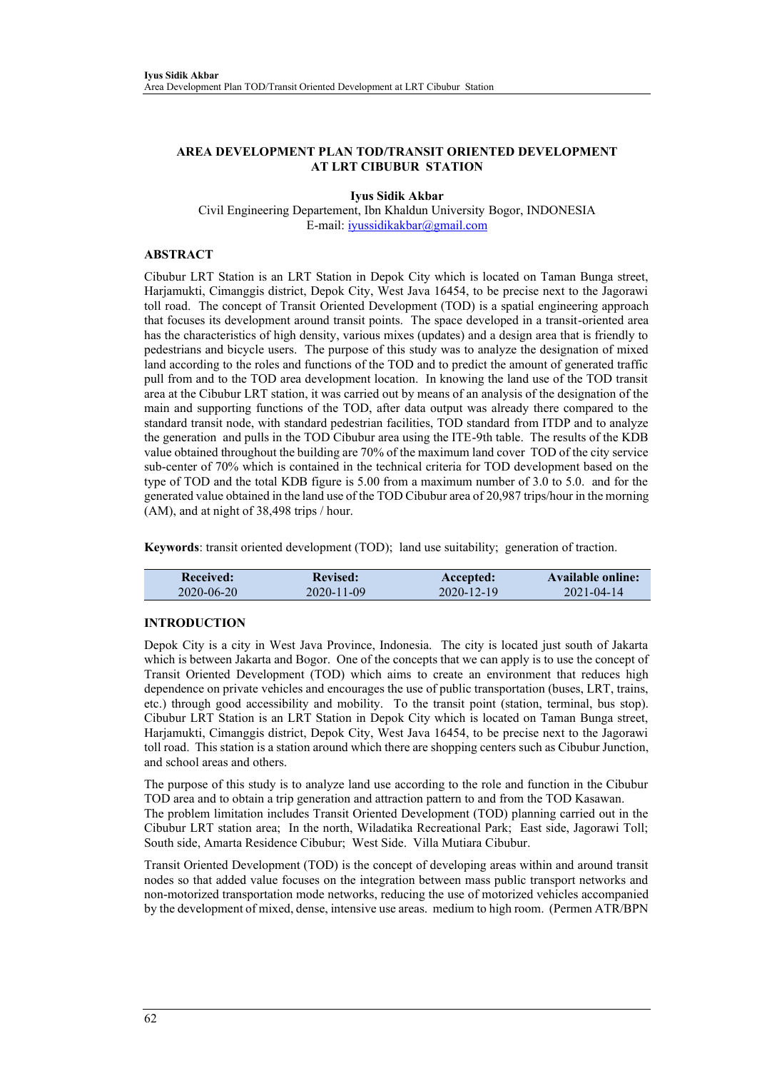# AREA DEVELOPMENT PLAN TOD/TRANSIT ORIENTED DEVELOPMENT AT LRT CIBUBUR STATION

**Iyus Sidik Akbar**

Civil Engineering Departement, Ibn Khaldun University Bogor, INDONESIA

E-mail: iyussidikakbar@gmail.com

## ABSTRACT

Cibubur LRT Station is an LRT Station in Depok City which is located on Taman Bunga street, Harjamukti, Cimanggis district, Depok City, West Java 16454, to be precise next to the Jagorawi toll road. The concept of Transit Oriented Development (TOD) is a spatial engineering approach that focuses its development around transit points. The space developed in a transit-oriented area has the characteristics of high density, various mixes (updates) and a design area that is friendly to pedestrians and bicycle users. The purpose of this study was to analyze the designation of mixed land according to the roles and functions of the TOD and to predict the amount of generated traffic pull from and to the TOD area development location. In knowing the land use of the TOD transit area at the Cibubur LRT station, it was carried out by means of an analysis of the designation of the main and supporting functions of the TOD, after data output was already there compared to the standard transit node, with standard pedestrian facilities, TOD standard from ITDP and to analyze the generation and pulls in the TOD Cibubur area using the ITE-9th table. The results of the KDB value obtained throughout the building are 70% of the maximum land cover TOD of the city service sub-center of 70% which is contained in the technical criteria for TOD development based on the type of TOD and the total KDB figure is 5.00 from a maximum number of 3.0 to 5.0. and for the generated value obtained in the land use of the TOD Cibubur area of 20,987 trips/hour in the morning (AM), and at night of 38,498 trips / hour.

**Keywords**: transit oriented development (TOD); land use suitability; generation of traction.

| Received: | Revised: | Accepted: | Available online: |
|---|---|---|---|
| 2020-06-20 | 2020-11-09 | 2020-12-19 | 2021-04-14 |

## INTRODUCTION

Depok City is a city in West Java Province, Indonesia. The city is located just south of Jakarta which is between Jakarta and Bogor. One of the concepts that we can apply is to use the concept of Transit Oriented Development (TOD) which aims to create an environment that reduces high dependence on private vehicles and encourages the use of public transportation (buses, LRT, trains, etc.) through good accessibility and mobility. To the transit point (station, terminal, bus stop). Cibubur LRT Station is an LRT Station in Depok City which is located on Taman Bunga street, Harjamukti, Cimanggis district, Depok City, West Java 16454, to be precise next to the Jagorawi toll road. This station is a station around which there are shopping centers such as Cibubur Junction, and school areas and others.

The purpose of this study is to analyze land use according to the role and function in the Cibubur TOD area and to obtain a trip generation and attraction pattern to and from the TOD Kasawan. The problem limitation includes Transit Oriented Development (TOD) planning carried out in the Cibubur LRT station area; In the north, Wiladatika Recreational Park; East side, Jagorawi Toll; South side, Amarta Residence Cibubur; West Side. Villa Mutiara Cibubur.

Transit Oriented Development (TOD) is the concept of developing areas within and around transit nodes so that added value focuses on the integration between mass public transport networks and non-motorized transportation mode networks, reducing the use of motorized vehicles accompanied by the development of mixed, dense, intensive use areas. medium to high room. (Permen ATR/BPN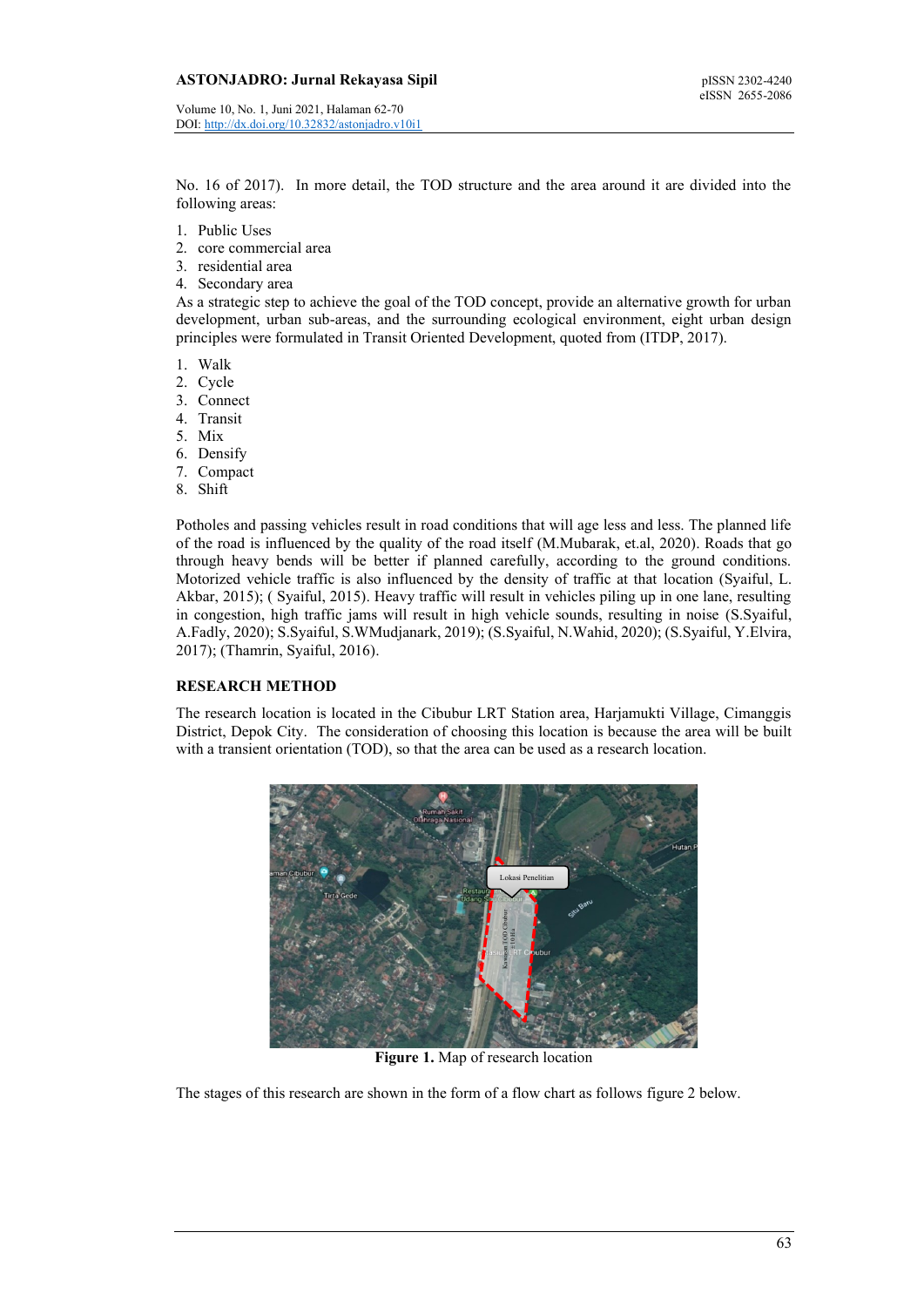No. 16 of 2017). In more detail, the TOD structure and the area around it are divided into the following areas:

1. Public Uses
2. core commercial area
3. residential area
4. Secondary area

As a strategic step to achieve the goal of the TOD concept, provide an alternative growth for urban development, urban sub-areas, and the surrounding ecological environment, eight urban design principles were formulated in Transit Oriented Development, quoted from (ITDP, 2017).

1. Walk
2. Cycle
3. Connect
4. Transit
5. Mix
6. Densify
7. Compact
8. Shift

Potholes and passing vehicles result in road conditions that will age less and less. The planned life of the road is influenced by the quality of the road itself (M.Mubarak, et.al, 2020). Roads that go through heavy bends will be better if planned carefully, according to the ground conditions. Motorized vehicle traffic is also influenced by the density of traffic at that location (Syaiful, L. Akbar, 2015); ( Syaiful, 2015). Heavy traffic will result in vehicles piling up in one lane, resulting in congestion, high traffic jams will result in high vehicle sounds, resulting in noise (S.Syaiful, A.Fadly, 2020); S.Syaiful, S.WMudjanark, 2019); (S.Syaiful, N.Wahid, 2020); (S.Syaiful, Y.Elvira, 2017); (Thamrin, Syaiful, 2016).

## RESEARCH METHOD

The research location is located in the Cibubur LRT Station area, Harjamukti Village, Cimanggis District, Depok City. The consideration of choosing this location is because the area will be built with a transient orientation (TOD), so that the area can be used as a research location.

Rumah Sakit Olahraga Nasional
Taman Cibubur
Tirta Gede
Lokasi Penelitian
Restaurant Udang Si...
Situ Baru
Kawasan TOD Cibubur ± 10 Ha
Stasiun LRT Cibubur
Hutan P

**Figure 1.** Map of research location

The stages of this research are shown in the form of a flow chart as follows figure 2 below.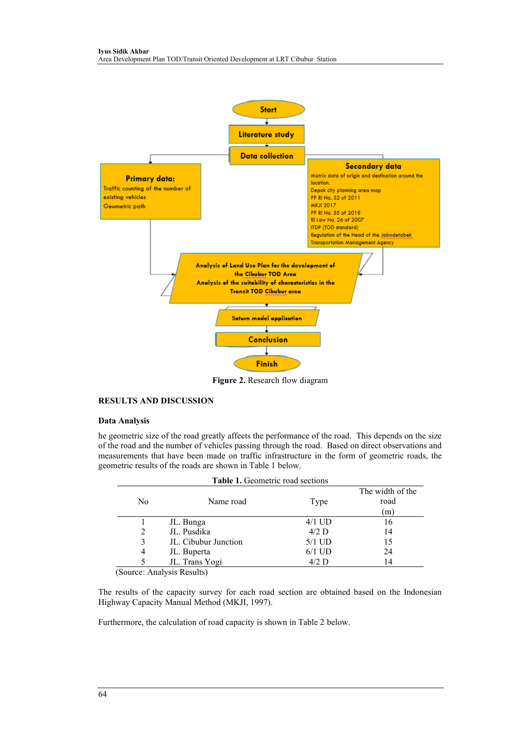Start

Literature study

Data collection

**Primary data:**
Traffic counting of the number of existing vehicles
Geometric path

**Secondary data**
Matrix data of origin and destination around the location.
Depok city planning area map
PP RI No. 32 of 2011
MKJI 2017
PP RI No. 55 of 2018
RI Law No. 26 of 2007
ITDP (TOD standard)
Regulation of the Head of the Jabodetabek Transportation Management Agency

Analysis of Land Use Plan for the development of the Cibubur TOD Area
Analysis of the suitability of characteristics in the Transit TOD Cibubur area

Saturn model application

Conclusion

Finish

**Figure 2.** Research flow diagram

## RESULTS AND DISCUSSION

### Data Analysis

he geometric size of the road greatly affects the performance of the road. This depends on the size of the road and the number of vehicles passing through the road. Based on direct observations and measurements that have been made on traffic infrastructure in the form of geometric roads, the geometric results of the roads are shown in Table 1 below.

**Table 1.** Geometric road sections

| No | Name road | Type | The width of the road (m) |
|---|---|---|---|
| 1 | JL. Bunga | 4/1 UD | 16 |
| 2 | JL. Pusdika | 4/2 D | 14 |
| 3 | JL. Cibubur Junction | 5/1 UD | 15 |
| 4 | JL. Buperta | 6/1 UD | 24 |
| 5 | JL. Trans Yogi | 4/2 D | 14 |

(Source: Analysis Results)

The results of the capacity survey for each road section are obtained based on the Indonesian Highway Capacity Manual Method (MKJI, 1997).

Furthermore, the calculation of road capacity is shown in Table 2 below.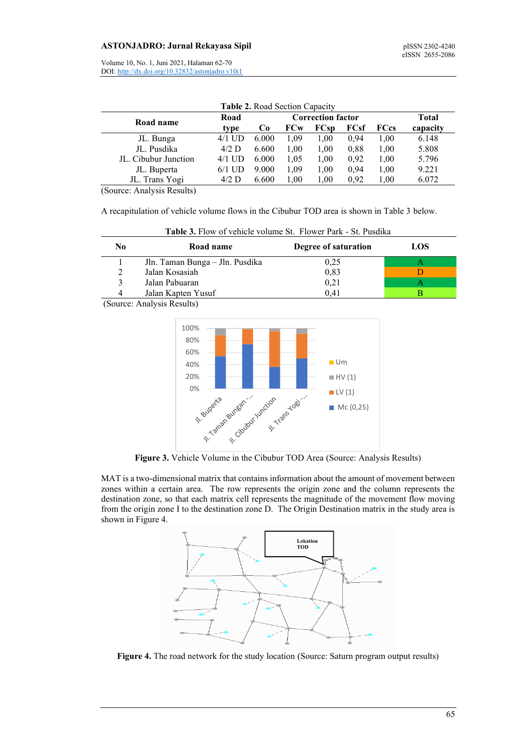**Table 2.** Road Section Capacity

| Road name | Road type | Co | Correction factor | | | | Total capacity |
|---|---|---|---|---|---|---|---|
| | | | FCw | FCsp | FCsf | FCcs | |
| JL. Bunga | 4/1 UD | 6.000 | 1,09 | 1,00 | 0,94 | 1,00 | 6.148 |
| JL. Pusdika | 4/2 D | 6.600 | 1,00 | 1,00 | 0,88 | 1,00 | 5.808 |
| JL. Cibubur Junction | 4/1 UD | 6.000 | 1,05 | 1,00 | 0,92 | 1,00 | 5.796 |
| JL. Buperta | 6/1 UD | 9.000 | 1,09 | 1,00 | 0,94 | 1,00 | 9.221 |
| JL. Trans Yogi | 4/2 D | 6.600 | 1,00 | 1,00 | 0,92 | 1,00 | 6.072 |

(Source: Analysis Results)

A recapitulation of vehicle volume flows in the Cibubur TOD area is shown in Table 3 below.

**Table 3.** Flow of vehicle volume St. Flower Park - St. Pusdika

| No | Road name | Degree of saturation | LOS |
|---|---|---|---|
| 1 | Jln. Taman Bunga – Jln. Pusdika | 0,25 | A |
| 2 | Jalan Kosasiah | 0,83 | D |
| 3 | Jalan Pabuaran | 0,21 | A |
| 4 | Jalan Kapten Yusuf | 0,41 | B |

(Source: Analysis Results)

**Figure 3.** Vehicle Volume in the Cibubur TOD Area (Source: Analysis Results)

MAT is a two-dimensional matrix that contains information about the amount of movement between zones within a certain area. The row represents the origin zone and the column represents the destination zone, so that each matrix cell represents the magnitude of the movement flow moving from the origin zone I to the destination zone D. The Origin Destination matrix in the study area is shown in Figure 4.

**Figure 4.** The road network for the study location (Source: Saturn program output results)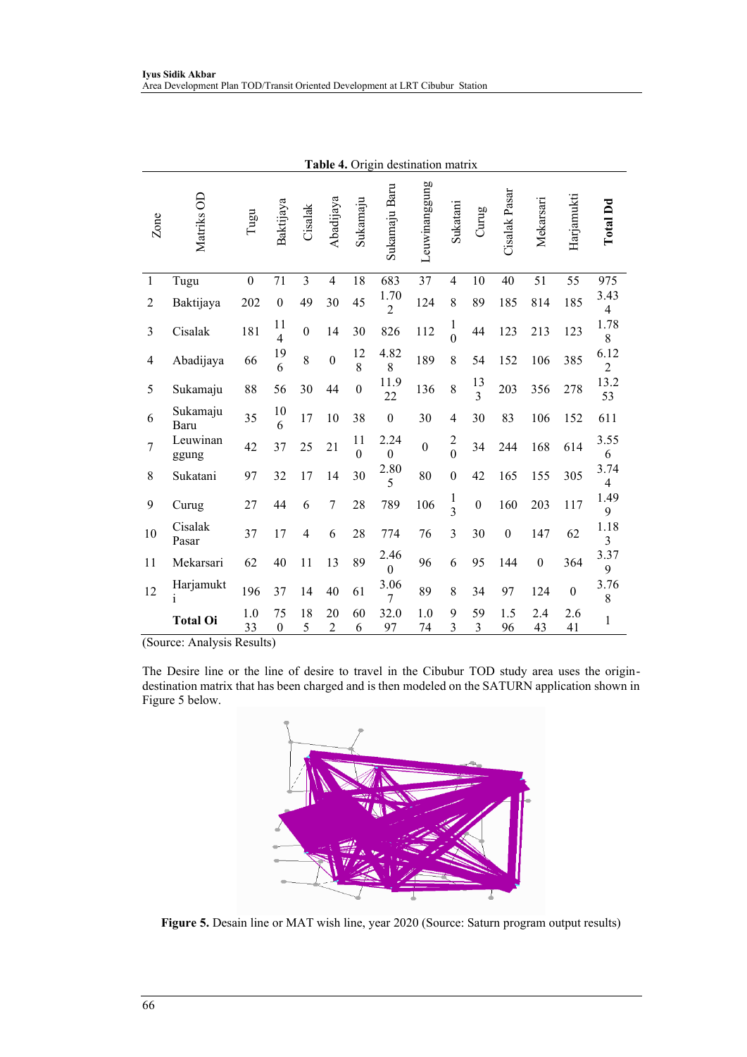**Table 4.** Origin destination matrix

| Zone | Matriks OD | Tugu | Baktijaya | Cisalak | Abadijaya | Sukamaju | Sukamaju Baru | Leuwinanggung | Sukatani | Curug | Cisalak Pasar | Mekarsari | Harjamukti | **Total Dd** |
|---|---|---|---|---|---|---|---|---|---|---|---|---|---|---|
| 1 | Tugu | 0 | 71 | 3 | 4 | 18 | 683 | 37 | 4 | 10 | 40 | 51 | 55 | 975 |
| 2 | Baktijaya | 202 | 0 | 49 | 30 | 45 | 1.702 | 124 | 8 | 89 | 185 | 814 | 185 | 3.434 |
| 3 | Cisalak | 181 | 114 | 0 | 14 | 30 | 826 | 112 | 10 | 44 | 123 | 213 | 123 | 1.788 |
| 4 | Abadijaya | 66 | 196 | 8 | 0 | 128 | 4.828 | 189 | 8 | 54 | 152 | 106 | 385 | 6.122 |
| 5 | Sukamaju | 88 | 56 | 30 | 44 | 0 | 11.922 | 136 | 8 | 133 | 203 | 356 | 278 | 13.253 |
| 6 | Sukamaju Baru | 35 | 106 | 17 | 10 | 38 | 0 | 30 | 4 | 30 | 83 | 106 | 152 | 611 |
| 7 | Leuwinanggung | 42 | 37 | 25 | 21 | 110 | 2.240 | 0 | 20 | 34 | 244 | 168 | 614 | 3.556 |
| 8 | Sukatani | 97 | 32 | 17 | 14 | 30 | 2.805 | 80 | 0 | 42 | 165 | 155 | 305 | 3.744 |
| 9 | Curug | 27 | 44 | 6 | 7 | 28 | 789 | 106 | 13 | 0 | 160 | 203 | 117 | 1.499 |
| 10 | Cisalak Pasar | 37 | 17 | 4 | 6 | 28 | 774 | 76 | 3 | 30 | 0 | 147 | 62 | 1.183 |
| 11 | Mekarsari | 62 | 40 | 11 | 13 | 89 | 2.460 | 96 | 6 | 95 | 144 | 0 | 364 | 3.379 |
| 12 | Harjamukti | 196 | 37 | 14 | 40 | 61 | 3.067 | 89 | 8 | 34 | 97 | 124 | 0 | 3.768 |
| | **Total Oi** | 1.033 | 750 | 185 | 202 | 606 | 32.097 | 1.074 | 93 | 593 | 1.596 | 2.443 | 2.641 | 1 |

(Source: Analysis Results)

The Desire line or the line of desire to travel in the Cibubur TOD study area uses the origin-destination matrix that has been charged and is then modeled on the SATURN application shown in Figure 5 below.

**Figure 5.** Desain line or MAT wish line, year 2020 (Source: Saturn program output results)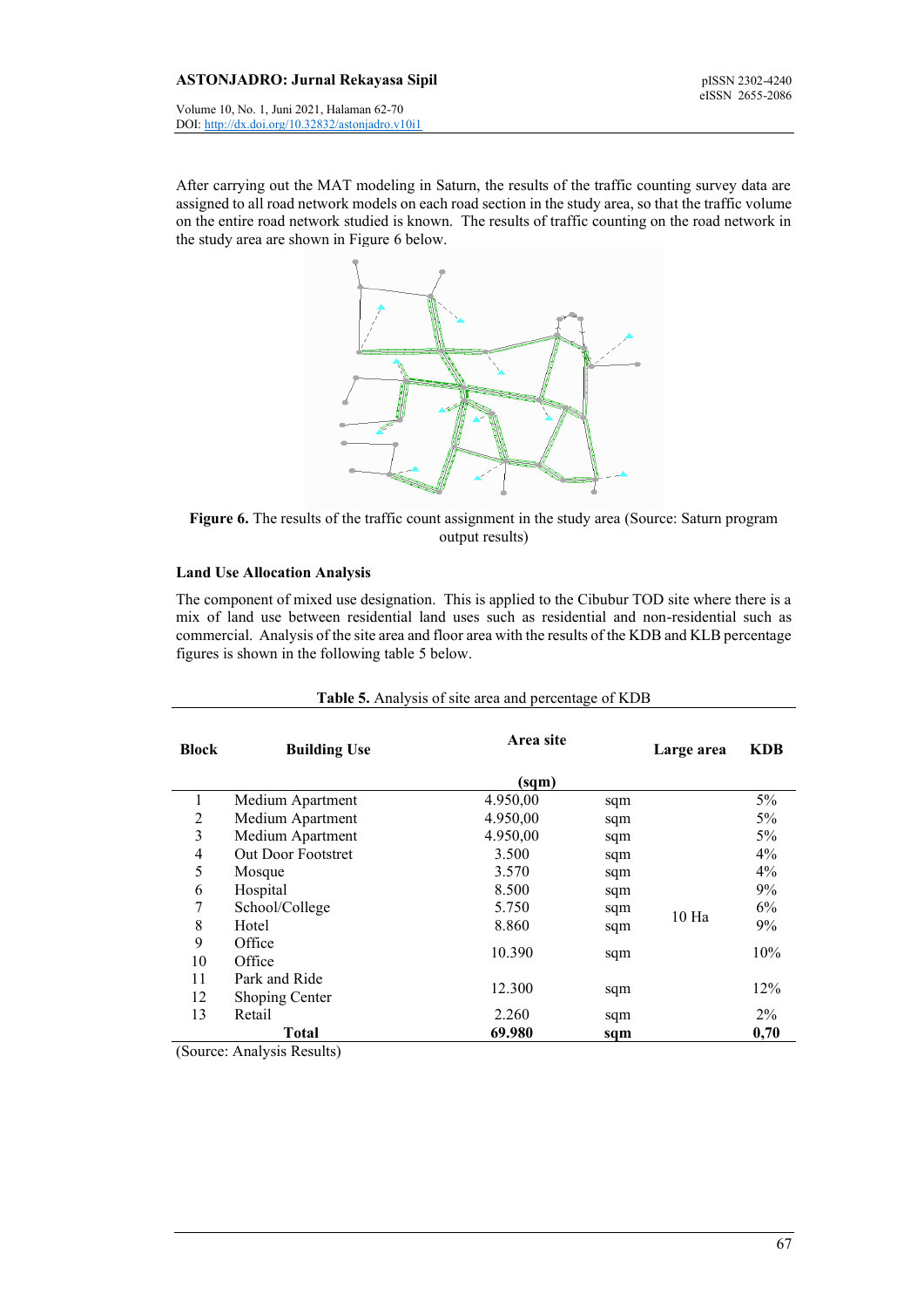After carrying out the MAT modeling in Saturn, the results of the traffic counting survey data are assigned to all road network models on each road section in the study area, so that the traffic volume on the entire road network studied is known. The results of traffic counting on the road network in the study area are shown in Figure 6 below.

**Figure 6.** The results of the traffic count assignment in the study area (Source: Saturn program output results)

**Land Use Allocation Analysis**

The component of mixed use designation. This is applied to the Cibubur TOD site where there is a mix of land use between residential land uses such as residential and non-residential such as commercial. Analysis of the site area and floor area with the results of the KDB and KLB percentage figures is shown in the following table 5 below.

**Table 5.** Analysis of site area and percentage of KDB

| Block | Building Use | Area site (sqm) | | Large area | KDB |
|---|---|---|---|---|---|
| 1 | Medium Apartment | 4.950,00 | sqm | 10 Ha | 5% |
| 2 | Medium Apartment | 4.950,00 | sqm | | 5% |
| 3 | Medium Apartment | 4.950,00 | sqm | | 5% |
| 4 | Out Door Footstret | 3.500 | sqm | | 4% |
| 5 | Mosque | 3.570 | sqm | | 4% |
| 6 | Hospital | 8.500 | sqm | | 9% |
| 7 | School/College | 5.750 | sqm | | 6% |
| 8 | Hotel | 8.860 | sqm | | 9% |
| 9 | Office | 10.390 | sqm | | 10% |
| 10 | Office | | | | |
| 11 | Park and Ride | 12.300 | sqm | | 12% |
| 12 | Shoping Center | | | | |
| 13 | Retail | 2.260 | sqm | | 2% |
| | **Total** | **69.980** | **sqm** | | **0,70** |

(Source: Analysis Results)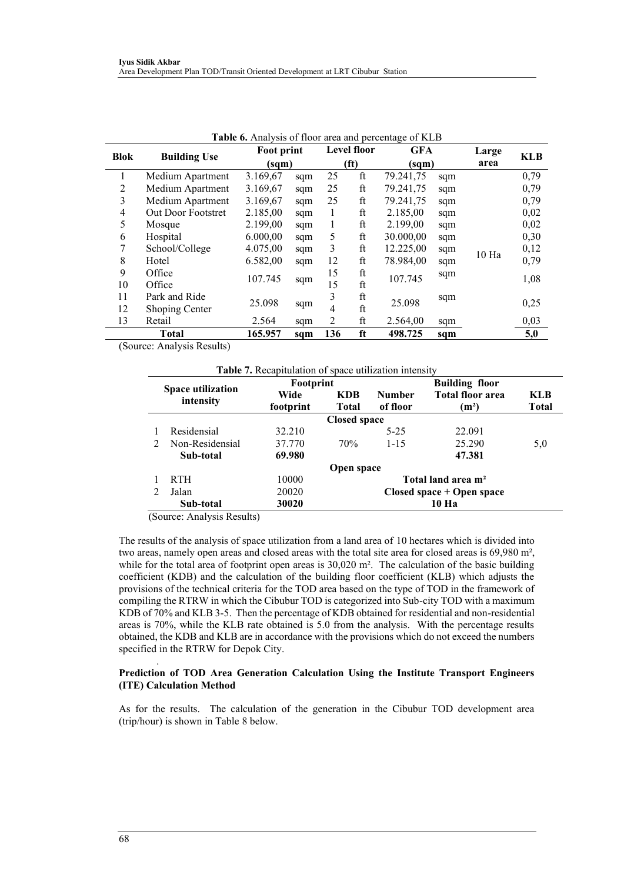**Table 6.** Analysis of floor area and percentage of KLB

| Blok | Building Use | Foot print (sqm) | | Level floor (ft) | | GFA (sqm) | | Large area | KLB |
|---|---|---|---|---|---|---|---|---|---|
| 1 | Medium Apartment | 3.169,67 | sqm | 25 | ft | 79.241,75 | sqm | 10 Ha | 0,79 |
| 2 | Medium Apartment | 3.169,67 | sqm | 25 | ft | 79.241,75 | sqm | | 0,79 |
| 3 | Medium Apartment | 3.169,67 | sqm | 25 | ft | 79.241,75 | sqm | | 0,79 |
| 4 | Out Door Footstret | 2.185,00 | sqm | 1 | ft | 2.185,00 | sqm | | 0,02 |
| 5 | Mosque | 2.199,00 | sqm | 1 | ft | 2.199,00 | sqm | | 0,02 |
| 6 | Hospital | 6.000,00 | sqm | 5 | ft | 30.000,00 | sqm | | 0,30 |
| 7 | School/College | 4.075,00 | sqm | 3 | ft | 12.225,00 | sqm | | 0,12 |
| 8 | Hotel | 6.582,00 | sqm | 12 | ft | 78.984,00 | sqm | | 0,79 |
| 9 | Office | 107.745 | sqm | 15 | ft | 107.745 | sqm | | 1,08 |
| 10 | Office | | | 15 | ft | | | | |
| 11 | Park and Ride | 25.098 | sqm | 3 | ft | 25.098 | sqm | | 0,25 |
| 12 | Shoping Center | | | 4 | ft | | | | |
| 13 | Retail | 2.564 | sqm | 2 | ft | 2.564,00 | sqm | | 0,03 |
| | **Total** | **165.957** | **sqm** | **136** | **ft** | **498.725** | **sqm** | | **5,0** |

(Source: Analysis Results)

**Table 7.** Recapitulation of space utilization intensity

| | Space utilization intensity | Footprint Wide footprint | KDB Total | Number of floor | Building floor Total floor area (m²) | KLB Total |
|---|---|---|---|---|---|---|
| | | **Closed space** | | | | |
| 1 | Residensial | 32.210 | 70% | 5-25 | 22.091 | 5,0 |
| 2 | Non-Residensial | 37.770 | | 1-15 | 25.290 | |
| | **Sub-total** | **69.980** | | | **47.381** | |
| | | **Open space** | | | | |
| 1 | RTH | 10000 | | **Total land area m²** | | |
| 2 | Jalan | 20020 | | **Closed space + Open space** | | |
| | **Sub-total** | **30020** | | **10 Ha** | | |

(Source: Analysis Results)

The results of the analysis of space utilization from a land area of 10 hectares which is divided into two areas, namely open areas and closed areas with the total site area for closed areas is 69,980 m², while for the total area of footprint open areas is 30,020 m². The calculation of the basic building coefficient (KDB) and the calculation of the building floor coefficient (KLB) which adjusts the provisions of the technical criteria for the TOD area based on the type of TOD in the framework of compiling the RTRW in which the Cibubur TOD is categorized into Sub-city TOD with a maximum KDB of 70% and KLB 3-5. Then the percentage of KDB obtained for residential and non-residential areas is 70%, while the KLB rate obtained is 5.0 from the analysis. With the percentage results obtained, the KDB and KLB are in accordance with the provisions which do not exceed the numbers specified in the RTRW for Depok City.

## Prediction of TOD Area Generation Calculation Using the Institute Transport Engineers (ITE) Calculation Method

As for the results. The calculation of the generation in the Cibubur TOD development area (trip/hour) is shown in Table 8 below.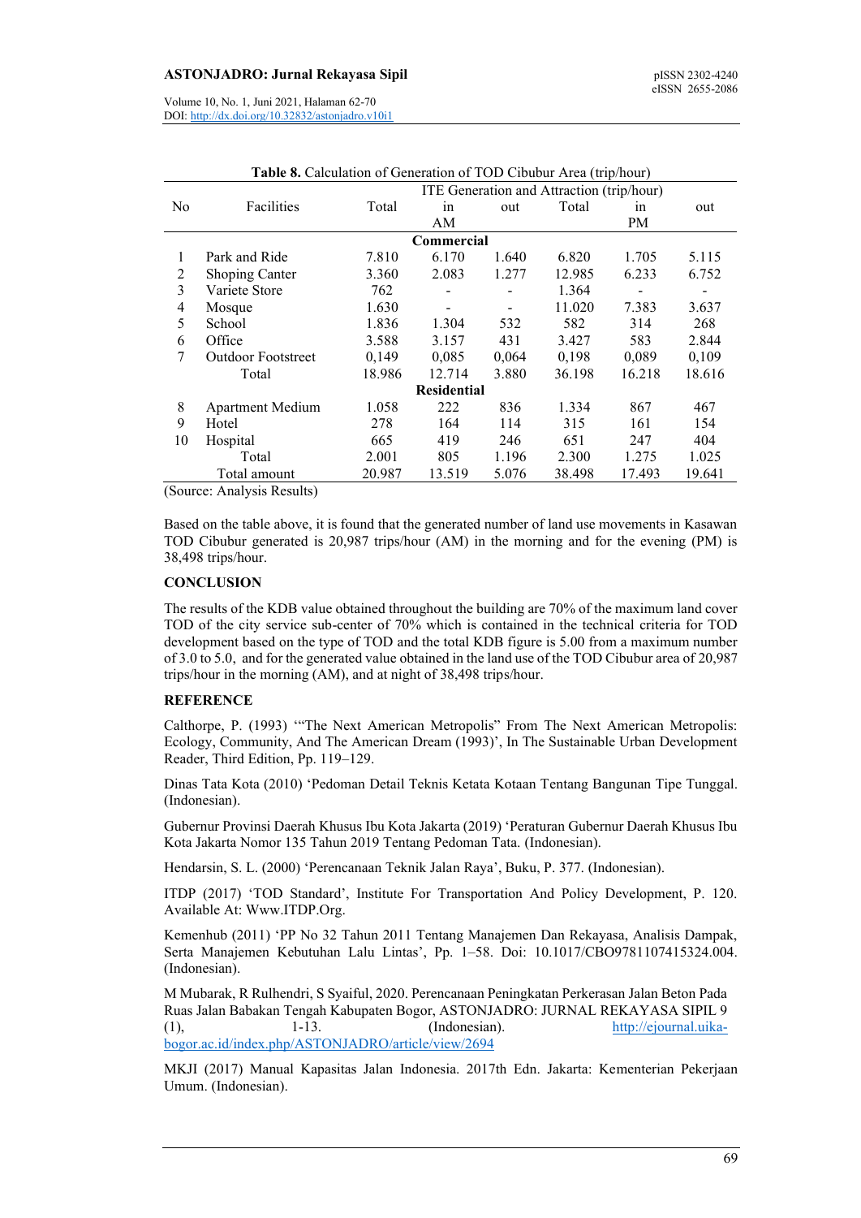**Table 8.** Calculation of Generation of TOD Cibubur Area (trip/hour)

| No | Facilities | ITE Generation and Attraction (trip/hour) | | | | | |
|---|---|---|---|---|---|---|---|
| | | Total | in | out | Total | in | out |
| | | | AM | | | PM | |
| | | | **Commercial** | | | | |
| 1 | Park and Ride | 7.810 | 6.170 | 1.640 | 6.820 | 1.705 | 5.115 |
| 2 | Shoping Canter | 3.360 | 2.083 | 1.277 | 12.985 | 6.233 | 6.752 |
| 3 | Variete Store | 762 | - | - | 1.364 | - | - |
| 4 | Mosque | 1.630 | - | - | 11.020 | 7.383 | 3.637 |
| 5 | School | 1.836 | 1.304 | 532 | 582 | 314 | 268 |
| 6 | Office | 3.588 | 3.157 | 431 | 3.427 | 583 | 2.844 |
| 7 | Outdoor Footstreet | 0,149 | 0,085 | 0,064 | 0,198 | 0,089 | 0,109 |
| | Total | 18.986 | 12.714 | 3.880 | 36.198 | 16.218 | 18.616 |
| | | | **Residential** | | | | |
| 8 | Apartment Medium | 1.058 | 222 | 836 | 1.334 | 867 | 467 |
| 9 | Hotel | 278 | 164 | 114 | 315 | 161 | 154 |
| 10 | Hospital | 665 | 419 | 246 | 651 | 247 | 404 |
| | Total | 2.001 | 805 | 1.196 | 2.300 | 1.275 | 1.025 |
| | Total amount | 20.987 | 13.519 | 5.076 | 38.498 | 17.493 | 19.641 |

(Source: Analysis Results)

Based on the table above, it is found that the generated number of land use movements in Kasawan TOD Cibubur generated is 20,987 trips/hour (AM) in the morning and for the evening (PM) is 38,498 trips/hour.

## CONCLUSION

The results of the KDB value obtained throughout the building are 70% of the maximum land cover TOD of the city service sub-center of 70% which is contained in the technical criteria for TOD development based on the type of TOD and the total KDB figure is 5.00 from a maximum number of 3.0 to 5.0, and for the generated value obtained in the land use of the TOD Cibubur area of 20,987 trips/hour in the morning (AM), and at night of 38,498 trips/hour.

## REFERENCE

Calthorpe, P. (1993) '"The Next American Metropolis" From The Next American Metropolis: Ecology, Community, And The American Dream (1993)', In The Sustainable Urban Development Reader, Third Edition, Pp. 119–129.

Dinas Tata Kota (2010) 'Pedoman Detail Teknis Ketata Kotaan Tentang Bangunan Tipe Tunggal. (Indonesian).

Gubernur Provinsi Daerah Khusus Ibu Kota Jakarta (2019) 'Peraturan Gubernur Daerah Khusus Ibu Kota Jakarta Nomor 135 Tahun 2019 Tentang Pedoman Tata. (Indonesian).

Hendarsin, S. L. (2000) 'Perencanaan Teknik Jalan Raya', Buku, P. 377. (Indonesian).

ITDP (2017) 'TOD Standard', Institute For Transportation And Policy Development, P. 120. Available At: Www.ITDP.Org.

Kemenhub (2011) 'PP No 32 Tahun 2011 Tentang Manajemen Dan Rekayasa, Analisis Dampak, Serta Manajemen Kebutuhan Lalu Lintas', Pp. 1–58. Doi: 10.1017/CBO9781107415324.004. (Indonesian).

M Mubarak, R Rulhendri, S Syaiful, 2020. Perencanaan Peningkatan Perkerasan Jalan Beton Pada Ruas Jalan Babakan Tengah Kabupaten Bogor, ASTONJADRO: JURNAL REKAYASA SIPIL 9 (1), 1-13. (Indonesian). http://ejournal.uika-bogor.ac.id/index.php/ASTONJADRO/article/view/2694

MKJI (2017) Manual Kapasitas Jalan Indonesia. 2017th Edn. Jakarta: Kementerian Pekerjaan Umum. (Indonesian).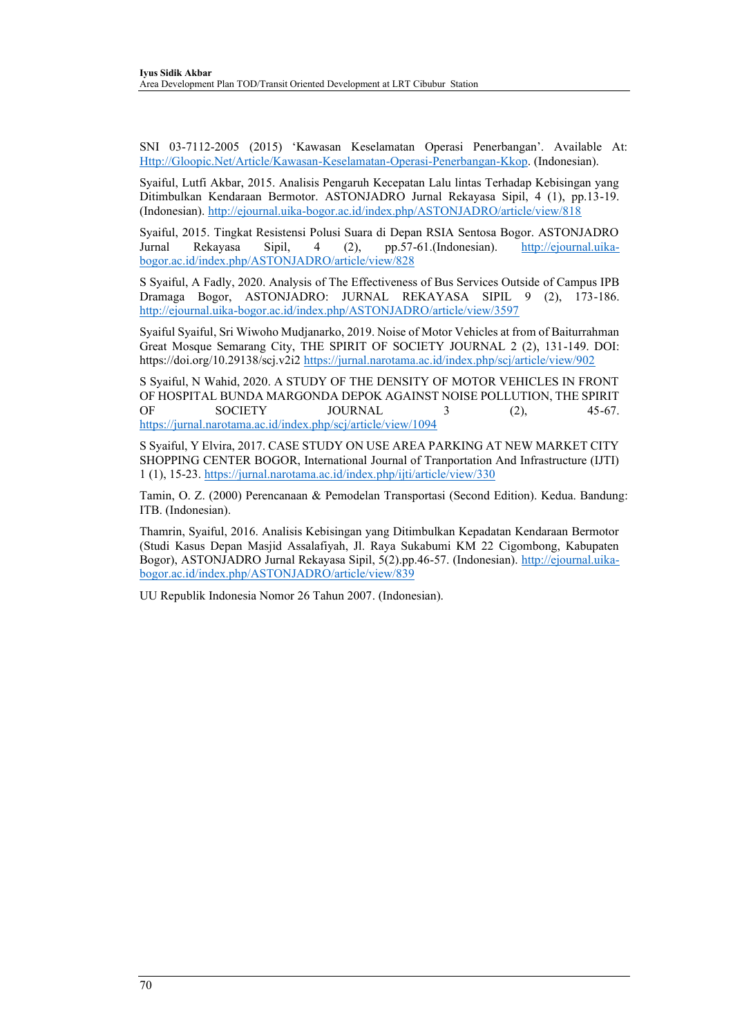SNI 03-7112-2005 (2015) 'Kawasan Keselamatan Operasi Penerbangan'. Available At: Http://Gloopic.Net/Article/Kawasan-Keselamatan-Operasi-Penerbangan-Kkop. (Indonesian).

Syaiful, Lutfi Akbar, 2015. Analisis Pengaruh Kecepatan Lalu lintas Terhadap Kebisingan yang Ditimbulkan Kendaraan Bermotor. ASTONJADRO Jurnal Rekayasa Sipil, 4 (1), pp.13-19. (Indonesian). http://ejournal.uika-bogor.ac.id/index.php/ASTONJADRO/article/view/818

Syaiful, 2015. Tingkat Resistensi Polusi Suara di Depan RSIA Sentosa Bogor. ASTONJADRO Jurnal Rekayasa Sipil, 4 (2), pp.57-61.(Indonesian). http://ejournal.uika-bogor.ac.id/index.php/ASTONJADRO/article/view/828

S Syaiful, A Fadly, 2020. Analysis of The Effectiveness of Bus Services Outside of Campus IPB Dramaga Bogor, ASTONJADRO: JURNAL REKAYASA SIPIL 9 (2), 173-186. http://ejournal.uika-bogor.ac.id/index.php/ASTONJADRO/article/view/3597

Syaiful Syaiful, Sri Wiwoho Mudjanarko, 2019. Noise of Motor Vehicles at from of Baiturrahman Great Mosque Semarang City, THE SPIRIT OF SOCIETY JOURNAL 2 (2), 131-149. DOI: https://doi.org/10.29138/scj.v2i2 https://jurnal.narotama.ac.id/index.php/scj/article/view/902

S Syaiful, N Wahid, 2020. A STUDY OF THE DENSITY OF MOTOR VEHICLES IN FRONT OF HOSPITAL BUNDA MARGONDA DEPOK AGAINST NOISE POLLUTION, THE SPIRIT OF SOCIETY JOURNAL 3 (2), 45-67. https://jurnal.narotama.ac.id/index.php/scj/article/view/1094

S Syaiful, Y Elvira, 2017. CASE STUDY ON USE AREA PARKING AT NEW MARKET CITY SHOPPING CENTER BOGOR, International Journal of Tranportation And Infrastructure (IJTI) 1 (1), 15-23. https://jurnal.narotama.ac.id/index.php/ijti/article/view/330

Tamin, O. Z. (2000) Perencanaan & Pemodelan Transportasi (Second Edition). Kedua. Bandung: ITB. (Indonesian).

Thamrin, Syaiful, 2016. Analisis Kebisingan yang Ditimbulkan Kepadatan Kendaraan Bermotor (Studi Kasus Depan Masjid Assalafiyah, Jl. Raya Sukabumi KM 22 Cigombong, Kabupaten Bogor), ASTONJADRO Jurnal Rekayasa Sipil, 5(2).pp.46-57. (Indonesian). http://ejournal.uika-bogor.ac.id/index.php/ASTONJADRO/article/view/839

UU Republik Indonesia Nomor 26 Tahun 2007. (Indonesian).